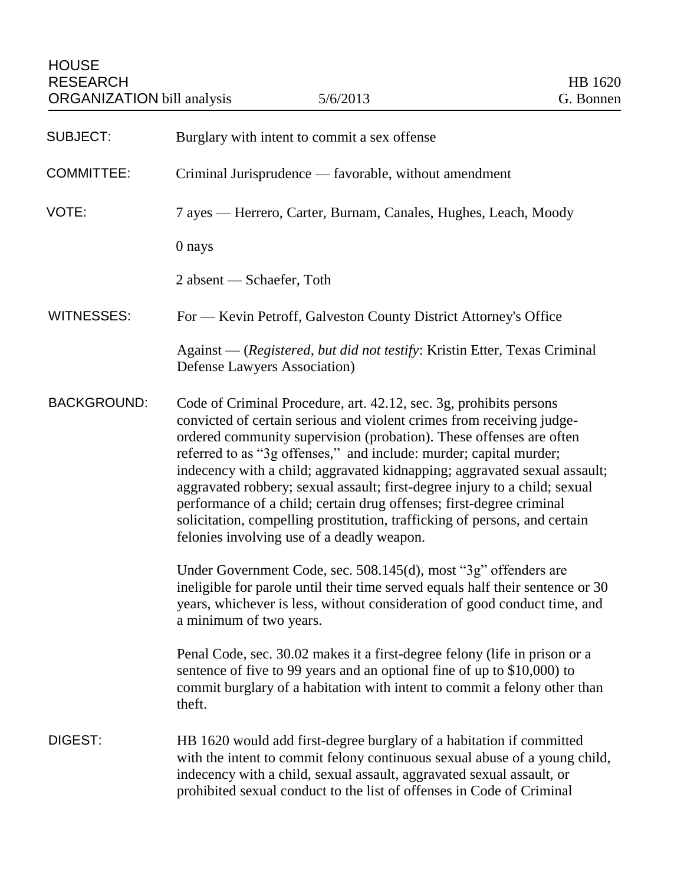HOUSE
RESEARCH
ORGANIZATION bill analysis — 5/6/2013 — HB 1620, G. Bonnen

**SUBJECT:** Burglary with intent to commit a sex offense

**COMMITTEE:** Criminal Jurisprudence — favorable, without amendment

**VOTE:** 7 ayes — Herrero, Carter, Burnam, Canales, Hughes, Leach, Moody

0 nays

2 absent — Schaefer, Toth

**WITNESSES:** For — Kevin Petroff, Galveston County District Attorney's Office

Against — (*Registered, but did not testify*: Kristin Etter, Texas Criminal Defense Lawyers Association)

**BACKGROUND:** Code of Criminal Procedure, art. 42.12, sec. 3g, prohibits persons convicted of certain serious and violent crimes from receiving judge-ordered community supervision (probation). These offenses are often referred to as "3g offenses," and include: murder; capital murder; indecency with a child; aggravated kidnapping; aggravated sexual assault; aggravated robbery; sexual assault; first-degree injury to a child; sexual performance of a child; certain drug offenses; first-degree criminal solicitation, compelling prostitution, trafficking of persons, and certain felonies involving use of a deadly weapon.

Under Government Code, sec. 508.145(d), most "3g" offenders are ineligible for parole until their time served equals half their sentence or 30 years, whichever is less, without consideration of good conduct time, and a minimum of two years.

Penal Code, sec. 30.02 makes it a first-degree felony (life in prison or a sentence of five to 99 years and an optional fine of up to $10,000) to commit burglary of a habitation with intent to commit a felony other than theft.

**DIGEST:** HB 1620 would add first-degree burglary of a habitation if committed with the intent to commit felony continuous sexual abuse of a young child, indecency with a child, sexual assault, aggravated sexual assault, or prohibited sexual conduct to the list of offenses in Code of Criminal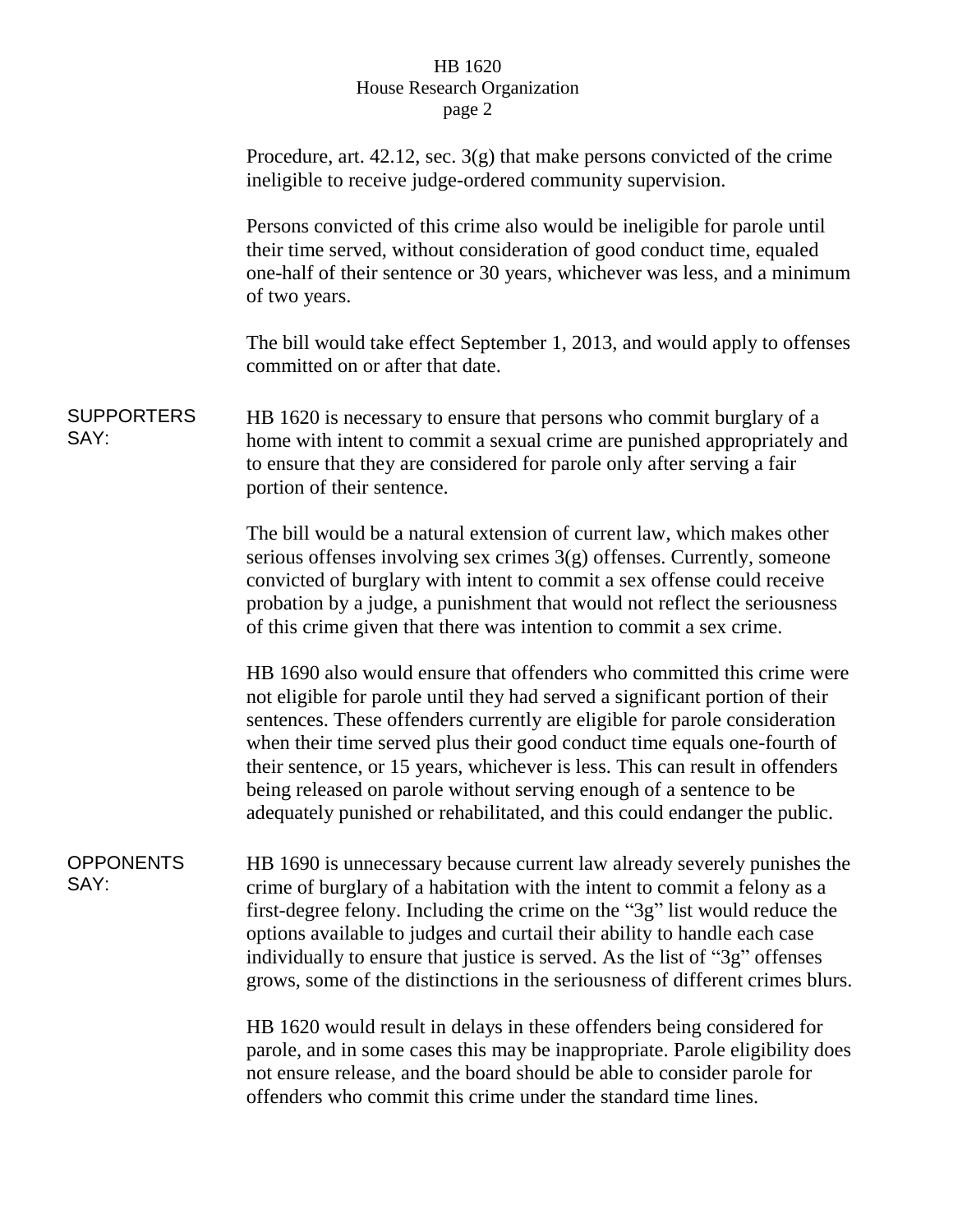Procedure, art. 42.12, sec. 3(g) that make persons convicted of the crime ineligible to receive judge-ordered community supervision.

Persons convicted of this crime also would be ineligible for parole until their time served, without consideration of good conduct time, equaled one-half of their sentence or 30 years, whichever was less, and a minimum of two years.

The bill would take effect September 1, 2013, and would apply to offenses committed on or after that date.

**SUPPORTERS SAY:**

HB 1620 is necessary to ensure that persons who commit burglary of a home with intent to commit a sexual crime are punished appropriately and to ensure that they are considered for parole only after serving a fair portion of their sentence.

The bill would be a natural extension of current law, which makes other serious offenses involving sex crimes 3(g) offenses. Currently, someone convicted of burglary with intent to commit a sex offense could receive probation by a judge, a punishment that would not reflect the seriousness of this crime given that there was intention to commit a sex crime.

HB 1690 also would ensure that offenders who committed this crime were not eligible for parole until they had served a significant portion of their sentences. These offenders currently are eligible for parole consideration when their time served plus their good conduct time equals one-fourth of their sentence, or 15 years, whichever is less. This can result in offenders being released on parole without serving enough of a sentence to be adequately punished or rehabilitated, and this could endanger the public.

**OPPONENTS SAY:**

HB 1690 is unnecessary because current law already severely punishes the crime of burglary of a habitation with the intent to commit a felony as a first-degree felony. Including the crime on the "3g" list would reduce the options available to judges and curtail their ability to handle each case individually to ensure that justice is served. As the list of "3g" offenses grows, some of the distinctions in the seriousness of different crimes blurs.

HB 1620 would result in delays in these offenders being considered for parole, and in some cases this may be inappropriate. Parole eligibility does not ensure release, and the board should be able to consider parole for offenders who commit this crime under the standard time lines.